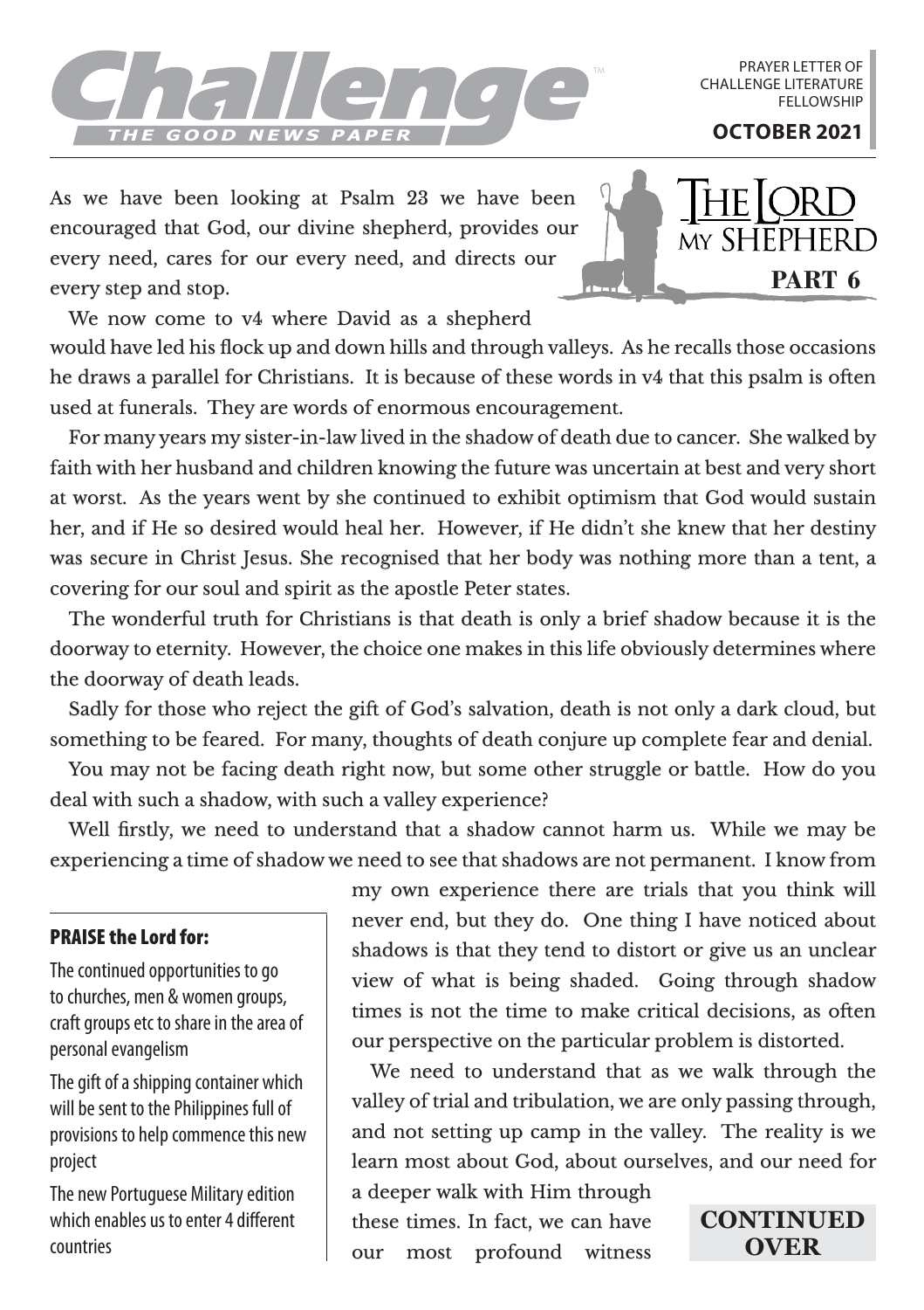# Challenge

THE GOOD NEWS PAPER

PRAYER LETTER OF CHALLENGE LITERATURE FELLOWSHIP

**OCTOBER 2021**

## The Lord my Shepherd — PART 6

As we have been looking at Psalm 23 we have been encouraged that God, our divine shepherd, provides our every need, cares for our every need, and directs our every step and stop.

We now come to v4 where David as a shepherd would have led his flock up and down hills and through valleys. As he recalls those occasions he draws a parallel for Christians. It is because of these words in v4 that this psalm is often used at funerals. They are words of enormous encouragement.

For many years my sister-in-law lived in the shadow of death due to cancer. She walked by faith with her husband and children knowing the future was uncertain at best and very short at worst. As the years went by she continued to exhibit optimism that God would sustain her, and if He so desired would heal her. However, if He didn't she knew that her destiny was secure in Christ Jesus. She recognised that her body was nothing more than a tent, a covering for our soul and spirit as the apostle Peter states.

The wonderful truth for Christians is that death is only a brief shadow because it is the doorway to eternity. However, the choice one makes in this life obviously determines where the doorway of death leads.

Sadly for those who reject the gift of God's salvation, death is not only a dark cloud, but something to be feared. For many, thoughts of death conjure up complete fear and denial.

You may not be facing death right now, but some other struggle or battle. How do you deal with such a shadow, with such a valley experience?

Well firstly, we need to understand that a shadow cannot harm us. While we may be experiencing a time of shadow we need to see that shadows are not permanent. I know from my own experience there are trials that you think will never end, but they do. One thing I have noticed about shadows is that they tend to distort or give us an unclear view of what is being shaded. Going through shadow times is not the time to make critical decisions, as often our perspective on the particular problem is distorted.

We need to understand that as we walk through the valley of trial and tribulation, we are only passing through, and not setting up camp in the valley. The reality is we learn most about God, about ourselves, and our need for a deeper walk with Him through these times. In fact, we can have our most profound witness

**CONTINUED OVER**

### PRAISE the Lord for:

The continued opportunities to go to churches, men & women groups, craft groups etc to share in the area of personal evangelism

The gift of a shipping container which will be sent to the Philippines full of provisions to help commence this new project

The new Portuguese Military edition which enables us to enter 4 different countries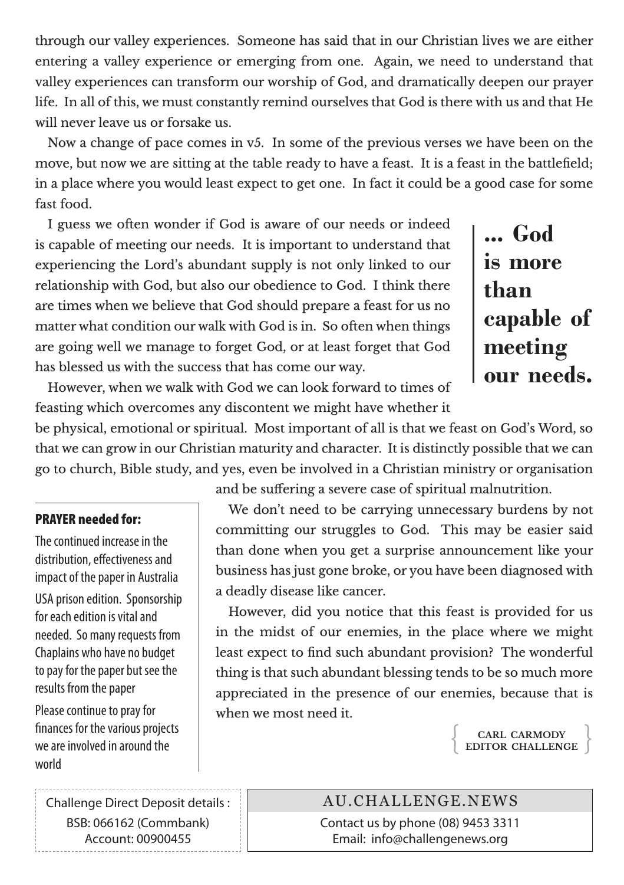through our valley experiences. Someone has said that in our Christian lives we are either entering a valley experience or emerging from one. Again, we need to understand that valley experiences can transform our worship of God, and dramatically deepen our prayer life. In all of this, we must constantly remind ourselves that God is there with us and that He will never leave us or forsake us.

Now a change of pace comes in v5. In some of the previous verses we have been on the move, but now we are sitting at the table ready to have a feast. It is a feast in the battlefield; in a place where you would least expect to get one. In fact it could be a good case for some fast food.

I guess we often wonder if God is aware of our needs or indeed is capable of meeting our needs. It is important to understand that experiencing the Lord's abundant supply is not only linked to our relationship with God, but also our obedience to God. I think there are times when we believe that God should prepare a feast for us no matter what condition our walk with God is in. So often when things are going well we manage to forget God, or at least forget that God has blessed us with the success that has come our way.

**... God is more than capable of meeting our needs.**

However, when we walk with God we can look forward to times of feasting which overcomes any discontent we might have whether it be physical, emotional or spiritual. Most important of all is that we feast on God's Word, so that we can grow in our Christian maturity and character. It is distinctly possible that we can go to church, Bible study, and yes, even be involved in a Christian ministry or organisation and be suffering a severe case of spiritual malnutrition.

We don't need to be carrying unnecessary burdens by not committing our struggles to God. This may be easier said than done when you get a surprise announcement like your business has just gone broke, or you have been diagnosed with a deadly disease like cancer.

However, did you notice that this feast is provided for us in the midst of our enemies, in the place where we might least expect to find such abundant provision? The wonderful thing is that such abundant blessing tends to be so much more appreciated in the presence of our enemies, because that is when we most need it.

CARL CARMODY
EDITOR CHALLENGE

**PRAYER needed for:**

The continued increase in the distribution, effectiveness and impact of the paper in Australia

USA prison edition. Sponsorship for each edition is vital and needed. So many requests from Chaplains who have no budget to pay for the paper but see the results from the paper

Please continue to pray for finances for the various projects we are involved in around the world

Challenge Direct Deposit details :
BSB: 066162 (Commbank)
Account: 00900455

AU.CHALLENGE.NEWS

Contact us by phone (08) 9453 3311
Email: info@challengenews.org